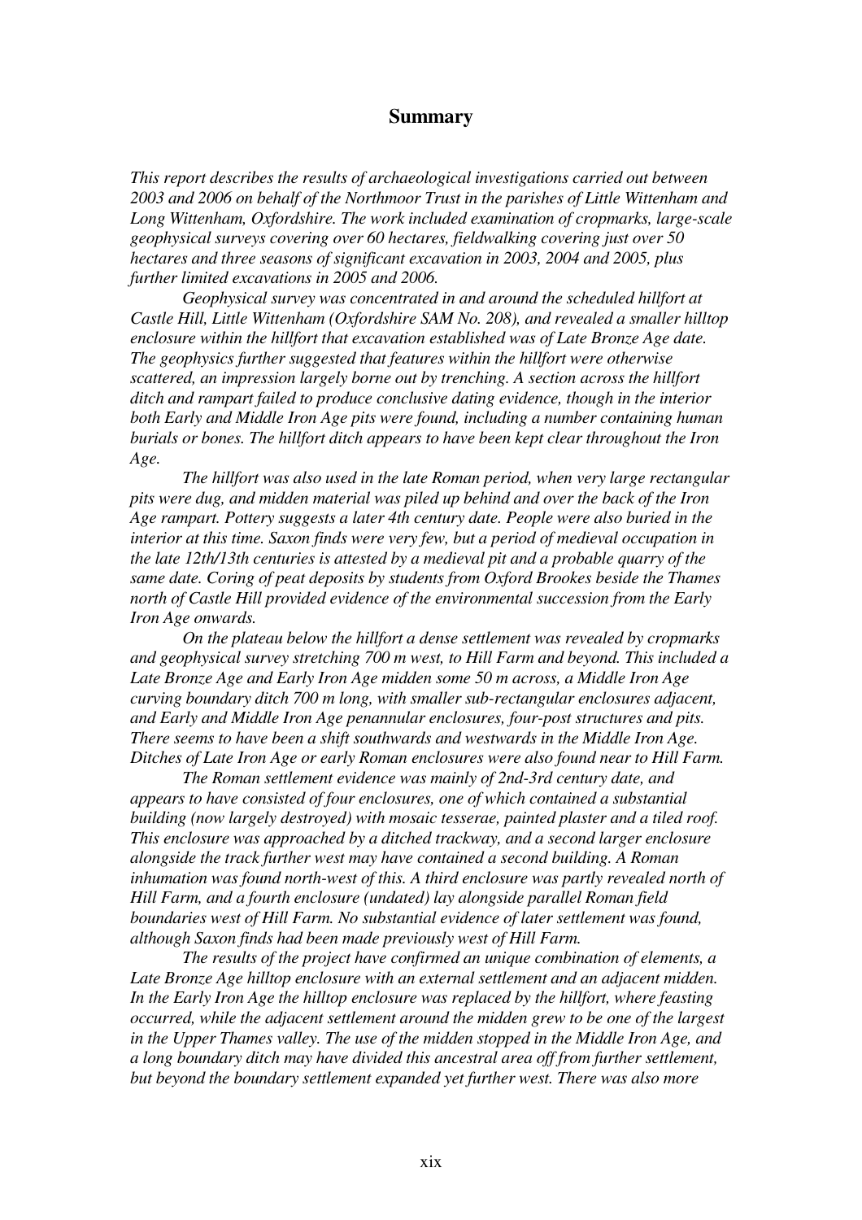## Summary

*This report describes the results of archaeological investigations carried out between 2003 and 2006 on behalf of the Northmoor Trust in the parishes of Little Wittenham and Long Wittenham, Oxfordshire. The work included examination of cropmarks, large-scale geophysical surveys covering over 60 hectares, fieldwalking covering just over 50 hectares and three seasons of significant excavation in 2003, 2004 and 2005, plus further limited excavations in 2005 and 2006.*

*Geophysical survey was concentrated in and around the scheduled hillfort at Castle Hill, Little Wittenham (Oxfordshire SAM No. 208), and revealed a smaller hilltop enclosure within the hillfort that excavation established was of Late Bronze Age date. The geophysics further suggested that features within the hillfort were otherwise scattered, an impression largely borne out by trenching. A section across the hillfort ditch and rampart failed to produce conclusive dating evidence, though in the interior both Early and Middle Iron Age pits were found, including a number containing human burials or bones. The hillfort ditch appears to have been kept clear throughout the Iron Age.*

*The hillfort was also used in the late Roman period, when very large rectangular pits were dug, and midden material was piled up behind and over the back of the Iron Age rampart. Pottery suggests a later 4th century date. People were also buried in the interior at this time. Saxon finds were very few, but a period of medieval occupation in the late 12th/13th centuries is attested by a medieval pit and a probable quarry of the same date. Coring of peat deposits by students from Oxford Brookes beside the Thames north of Castle Hill provided evidence of the environmental succession from the Early Iron Age onwards.*

*On the plateau below the hillfort a dense settlement was revealed by cropmarks and geophysical survey stretching 700 m west, to Hill Farm and beyond. This included a Late Bronze Age and Early Iron Age midden some 50 m across, a Middle Iron Age curving boundary ditch 700 m long, with smaller sub-rectangular enclosures adjacent, and Early and Middle Iron Age penannular enclosures, four-post structures and pits. There seems to have been a shift southwards and westwards in the Middle Iron Age. Ditches of Late Iron Age or early Roman enclosures were also found near to Hill Farm.*

*The Roman settlement evidence was mainly of 2nd-3rd century date, and appears to have consisted of four enclosures, one of which contained a substantial building (now largely destroyed) with mosaic tesserae, painted plaster and a tiled roof. This enclosure was approached by a ditched trackway, and a second larger enclosure alongside the track further west may have contained a second building. A Roman inhumation was found north-west of this. A third enclosure was partly revealed north of Hill Farm, and a fourth enclosure (undated) lay alongside parallel Roman field boundaries west of Hill Farm. No substantial evidence of later settlement was found, although Saxon finds had been made previously west of Hill Farm.*

*The results of the project have confirmed an unique combination of elements, a Late Bronze Age hilltop enclosure with an external settlement and an adjacent midden. In the Early Iron Age the hilltop enclosure was replaced by the hillfort, where feasting occurred, while the adjacent settlement around the midden grew to be one of the largest in the Upper Thames valley. The use of the midden stopped in the Middle Iron Age, and a long boundary ditch may have divided this ancestral area off from further settlement, but beyond the boundary settlement expanded yet further west. There was also more*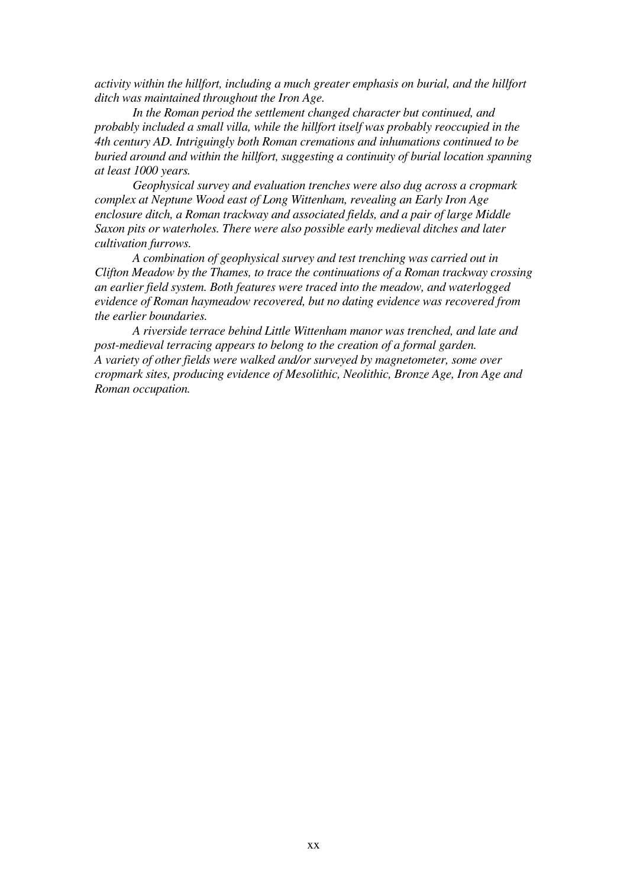*activity within the hillfort, including a much greater emphasis on burial, and the hillfort ditch was maintained throughout the Iron Age.*

*In the Roman period the settlement changed character but continued, and probably included a small villa, while the hillfort itself was probably reoccupied in the 4th century AD. Intriguingly both Roman cremations and inhumations continued to be buried around and within the hillfort, suggesting a continuity of burial location spanning at least 1000 years.*

*Geophysical survey and evaluation trenches were also dug across a cropmark complex at Neptune Wood east of Long Wittenham, revealing an Early Iron Age enclosure ditch, a Roman trackway and associated fields, and a pair of large Middle Saxon pits or waterholes. There were also possible early medieval ditches and later cultivation furrows.*

*A combination of geophysical survey and test trenching was carried out in Clifton Meadow by the Thames, to trace the continuations of a Roman trackway crossing an earlier field system. Both features were traced into the meadow, and waterlogged evidence of Roman haymeadow recovered, but no dating evidence was recovered from the earlier boundaries.*

*A riverside terrace behind Little Wittenham manor was trenched, and late and post-medieval terracing appears to belong to the creation of a formal garden.*
*A variety of other fields were walked and/or surveyed by magnetometer, some over cropmark sites, producing evidence of Mesolithic, Neolithic, Bronze Age, Iron Age and Roman occupation.*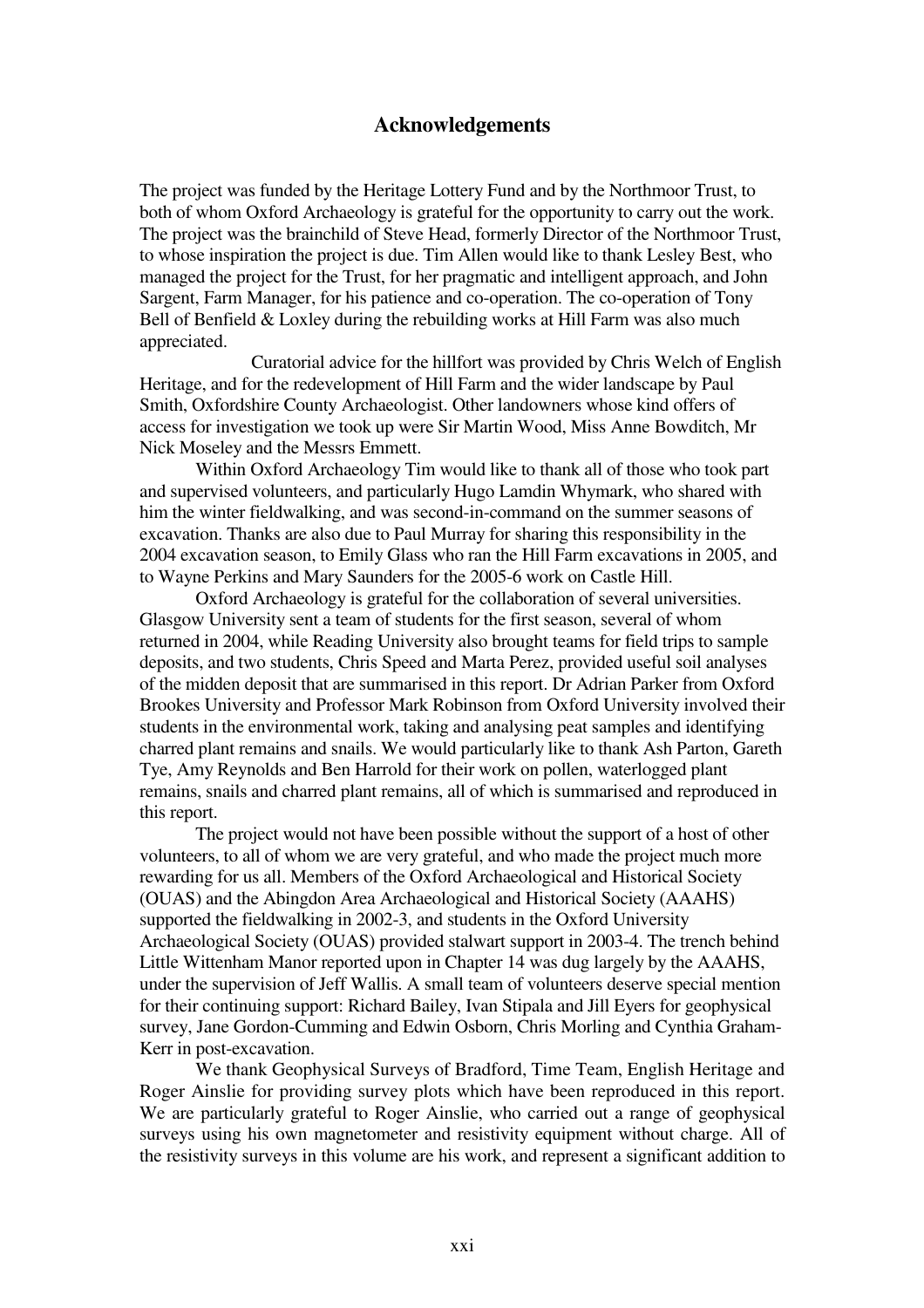## Acknowledgements

The project was funded by the Heritage Lottery Fund and by the Northmoor Trust, to both of whom Oxford Archaeology is grateful for the opportunity to carry out the work. The project was the brainchild of Steve Head, formerly Director of the Northmoor Trust, to whose inspiration the project is due. Tim Allen would like to thank Lesley Best, who managed the project for the Trust, for her pragmatic and intelligent approach, and John Sargent, Farm Manager, for his patience and co-operation. The co-operation of Tony Bell of Benfield & Loxley during the rebuilding works at Hill Farm was also much appreciated.

Curatorial advice for the hillfort was provided by Chris Welch of English Heritage, and for the redevelopment of Hill Farm and the wider landscape by Paul Smith, Oxfordshire County Archaeologist. Other landowners whose kind offers of access for investigation we took up were Sir Martin Wood, Miss Anne Bowditch, Mr Nick Moseley and the Messrs Emmett.

Within Oxford Archaeology Tim would like to thank all of those who took part and supervised volunteers, and particularly Hugo Lamdin Whymark, who shared with him the winter fieldwalking, and was second-in-command on the summer seasons of excavation. Thanks are also due to Paul Murray for sharing this responsibility in the 2004 excavation season, to Emily Glass who ran the Hill Farm excavations in 2005, and to Wayne Perkins and Mary Saunders for the 2005-6 work on Castle Hill.

Oxford Archaeology is grateful for the collaboration of several universities. Glasgow University sent a team of students for the first season, several of whom returned in 2004, while Reading University also brought teams for field trips to sample deposits, and two students, Chris Speed and Marta Perez, provided useful soil analyses of the midden deposit that are summarised in this report. Dr Adrian Parker from Oxford Brookes University and Professor Mark Robinson from Oxford University involved their students in the environmental work, taking and analysing peat samples and identifying charred plant remains and snails. We would particularly like to thank Ash Parton, Gareth Tye, Amy Reynolds and Ben Harrold for their work on pollen, waterlogged plant remains, snails and charred plant remains, all of which is summarised and reproduced in this report.

The project would not have been possible without the support of a host of other volunteers, to all of whom we are very grateful, and who made the project much more rewarding for us all. Members of the Oxford Archaeological and Historical Society (OUAS) and the Abingdon Area Archaeological and Historical Society (AAAHS) supported the fieldwalking in 2002-3, and students in the Oxford University Archaeological Society (OUAS) provided stalwart support in 2003-4. The trench behind Little Wittenham Manor reported upon in Chapter 14 was dug largely by the AAAHS, under the supervision of Jeff Wallis. A small team of volunteers deserve special mention for their continuing support: Richard Bailey, Ivan Stipala and Jill Eyers for geophysical survey, Jane Gordon-Cumming and Edwin Osborn, Chris Morling and Cynthia Graham-Kerr in post-excavation.

We thank Geophysical Surveys of Bradford, Time Team, English Heritage and Roger Ainslie for providing survey plots which have been reproduced in this report. We are particularly grateful to Roger Ainslie, who carried out a range of geophysical surveys using his own magnetometer and resistivity equipment without charge. All of the resistivity surveys in this volume are his work, and represent a significant addition to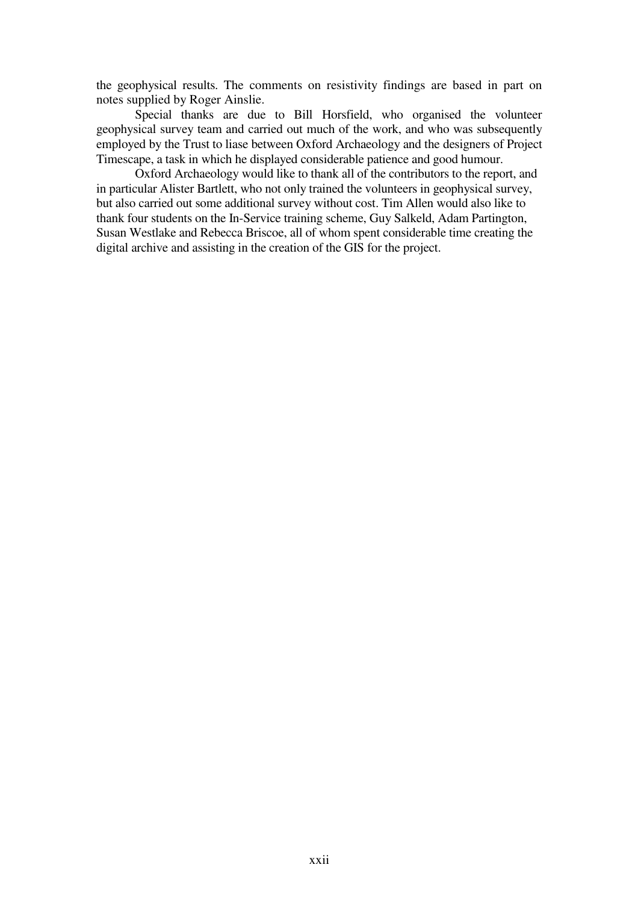the geophysical results. The comments on resistivity findings are based in part on notes supplied by Roger Ainslie.

Special thanks are due to Bill Horsfield, who organised the volunteer geophysical survey team and carried out much of the work, and who was subsequently employed by the Trust to liase between Oxford Archaeology and the designers of Project Timescape, a task in which he displayed considerable patience and good humour.

Oxford Archaeology would like to thank all of the contributors to the report, and in particular Alister Bartlett, who not only trained the volunteers in geophysical survey, but also carried out some additional survey without cost. Tim Allen would also like to thank four students on the In-Service training scheme, Guy Salkeld, Adam Partington, Susan Westlake and Rebecca Briscoe, all of whom spent considerable time creating the digital archive and assisting in the creation of the GIS for the project.